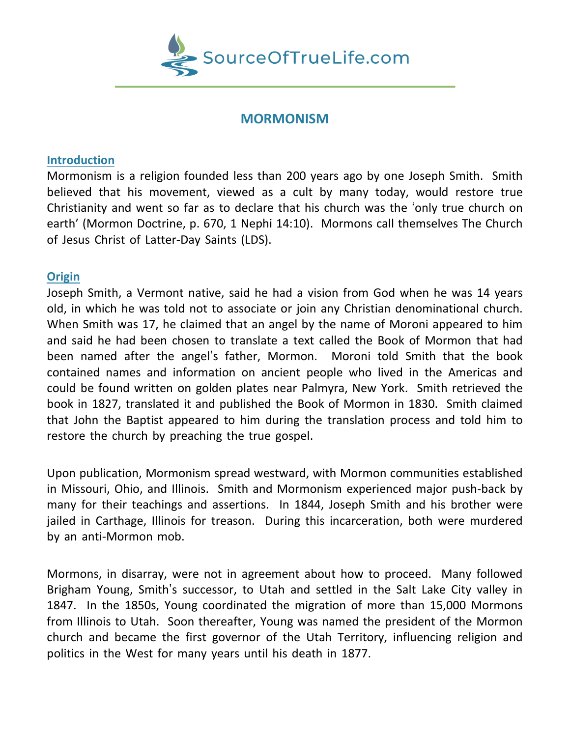SourceOfTrueLife.com

# MORMONISM

## Introduction

Mormonism is a religion founded less than 200 years ago by one Joseph Smith. Smith believed that his movement, viewed as a cult by many today, would restore true Christianity and went so far as to declare that his church was the 'only true church on earth' (Mormon Doctrine, p. 670, 1 Nephi 14:10). Mormons call themselves The Church of Jesus Christ of Latter-Day Saints (LDS).

## Origin

Joseph Smith, a Vermont native, said he had a vision from God when he was 14 years old, in which he was told not to associate or join any Christian denominational church. When Smith was 17, he claimed that an angel by the name of Moroni appeared to him and said he had been chosen to translate a text called the Book of Mormon that had been named after the angel's father, Mormon. Moroni told Smith that the book contained names and information on ancient people who lived in the Americas and could be found written on golden plates near Palmyra, New York. Smith retrieved the book in 1827, translated it and published the Book of Mormon in 1830. Smith claimed that John the Baptist appeared to him during the translation process and told him to restore the church by preaching the true gospel.

Upon publication, Mormonism spread westward, with Mormon communities established in Missouri, Ohio, and Illinois. Smith and Mormonism experienced major push-back by many for their teachings and assertions. In 1844, Joseph Smith and his brother were jailed in Carthage, Illinois for treason. During this incarceration, both were murdered by an anti-Mormon mob.

Mormons, in disarray, were not in agreement about how to proceed. Many followed Brigham Young, Smith's successor, to Utah and settled in the Salt Lake City valley in 1847. In the 1850s, Young coordinated the migration of more than 15,000 Mormons from Illinois to Utah. Soon thereafter, Young was named the president of the Mormon church and became the first governor of the Utah Territory, influencing religion and politics in the West for many years until his death in 1877.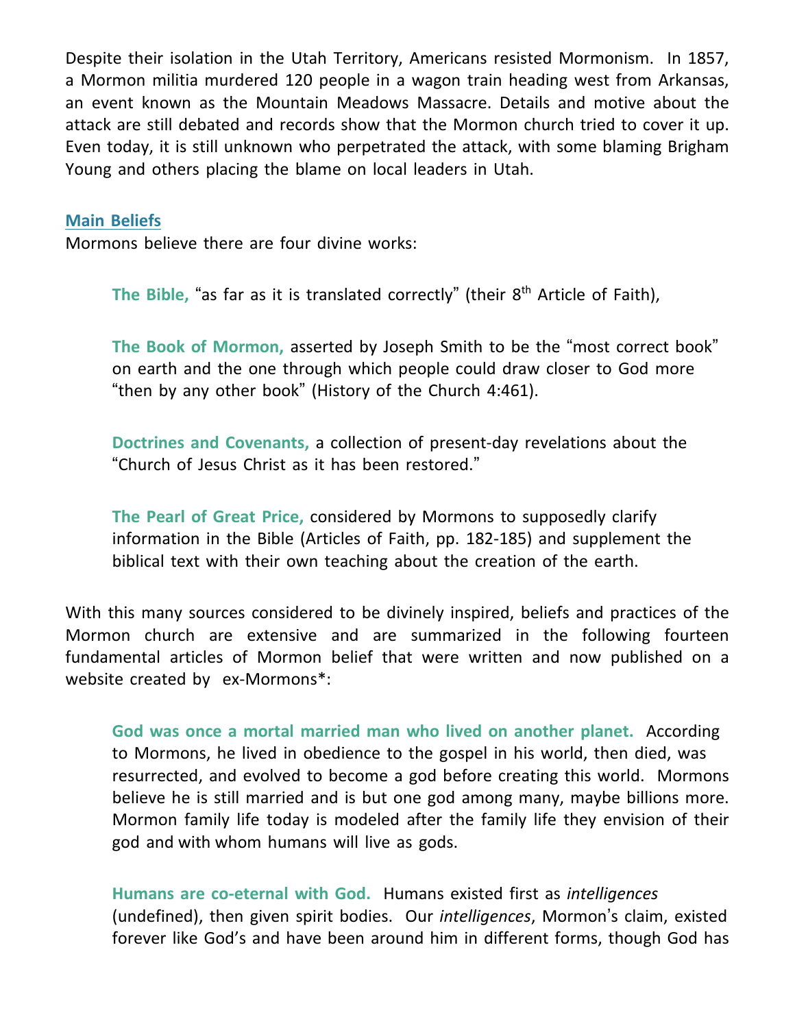Despite their isolation in the Utah Territory, Americans resisted Mormonism. In 1857, a Mormon militia murdered 120 people in a wagon train heading west from Arkansas, an event known as the Mountain Meadows Massacre. Details and motive about the attack are still debated and records show that the Mormon church tried to cover it up. Even today, it is still unknown who perpetrated the attack, with some blaming Brigham Young and others placing the blame on local leaders in Utah.

## Main Beliefs

Mormons believe there are four divine works:

> **The Bible,** "as far as it is translated correctly" (their 8th Article of Faith),
>
> **The Book of Mormon,** asserted by Joseph Smith to be the "most correct book" on earth and the one through which people could draw closer to God more "then by any other book" (History of the Church 4:461).
>
> **Doctrines and Covenants,** a collection of present-day revelations about the "Church of Jesus Christ as it has been restored."
>
> **The Pearl of Great Price,** considered by Mormons to supposedly clarify information in the Bible (Articles of Faith, pp. 182-185) and supplement the biblical text with their own teaching about the creation of the earth.

With this many sources considered to be divinely inspired, beliefs and practices of the Mormon church are extensive and are summarized in the following fourteen fundamental articles of Mormon belief that were written and now published on a website created by ex-Mormons*:

> **God was once a mortal married man who lived on another planet.** According to Mormons, he lived in obedience to the gospel in his world, then died, was resurrected, and evolved to become a god before creating this world. Mormons believe he is still married and is but one god among many, maybe billions more. Mormon family life today is modeled after the family life they envision of their god and with whom humans will live as gods.
>
> **Humans are co-eternal with God.** Humans existed first as *intelligences* (undefined), then given spirit bodies. Our *intelligences*, Mormon's claim, existed forever like God's and have been around him in different forms, though God has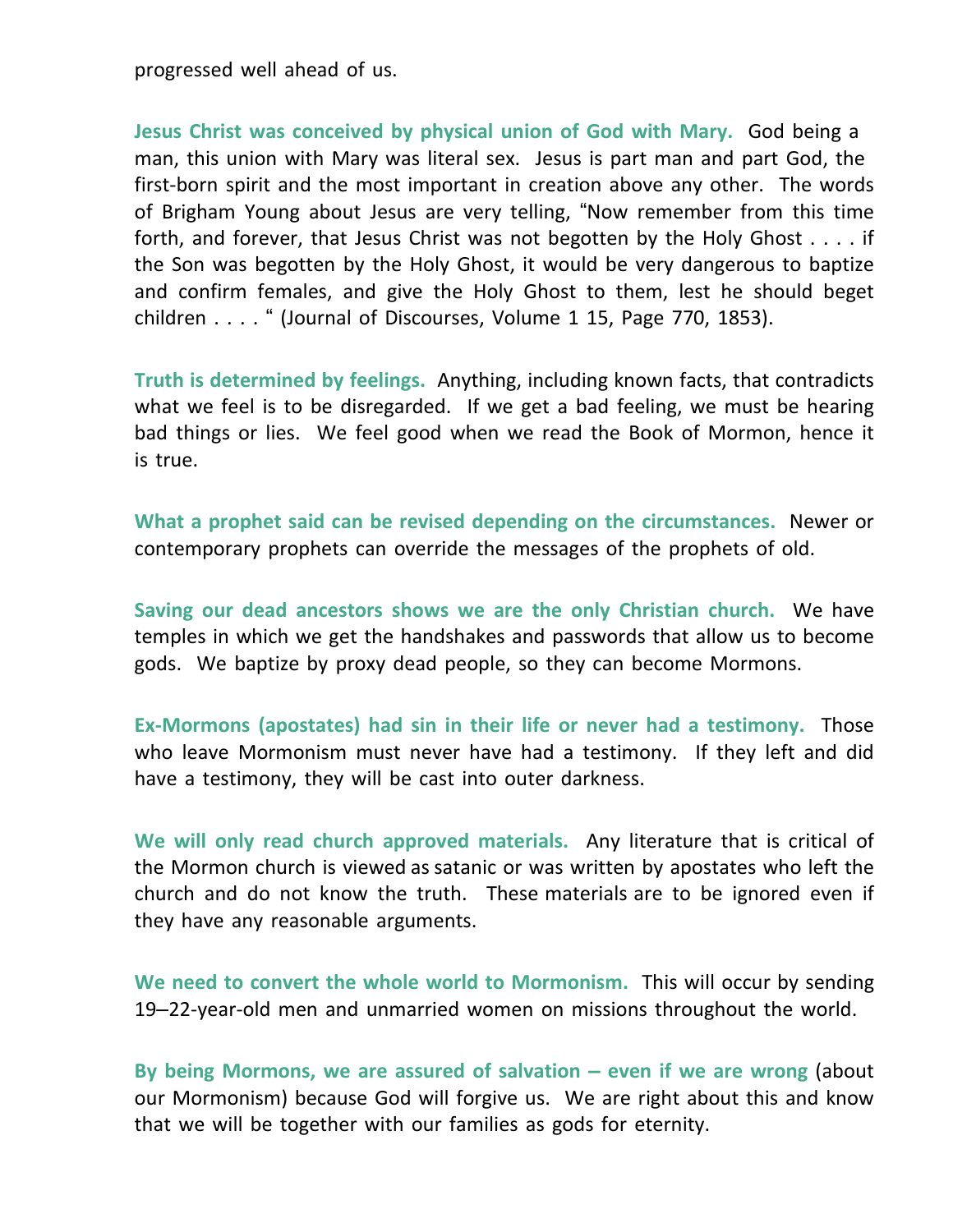progressed well ahead of us.

**Jesus Christ was conceived by physical union of God with Mary.** God being a man, this union with Mary was literal sex. Jesus is part man and part God, the first-born spirit and the most important in creation above any other. The words of Brigham Young about Jesus are very telling, "Now remember from this time forth, and forever, that Jesus Christ was not begotten by the Holy Ghost . . . . if the Son was begotten by the Holy Ghost, it would be very dangerous to baptize and confirm females, and give the Holy Ghost to them, lest he should beget children . . . . " (Journal of Discourses, Volume 1 15, Page 770, 1853).

**Truth is determined by feelings.** Anything, including known facts, that contradicts what we feel is to be disregarded. If we get a bad feeling, we must be hearing bad things or lies. We feel good when we read the Book of Mormon, hence it is true.

**What a prophet said can be revised depending on the circumstances.** Newer or contemporary prophets can override the messages of the prophets of old.

**Saving our dead ancestors shows we are the only Christian church.** We have temples in which we get the handshakes and passwords that allow us to become gods. We baptize by proxy dead people, so they can become Mormons.

**Ex-Mormons (apostates) had sin in their life or never had a testimony.** Those who leave Mormonism must never have had a testimony. If they left and did have a testimony, they will be cast into outer darkness.

**We will only read church approved materials.** Any literature that is critical of the Mormon church is viewed as satanic or was written by apostates who left the church and do not know the truth. These materials are to be ignored even if they have any reasonable arguments.

**We need to convert the whole world to Mormonism.** This will occur by sending 19–22-year-old men and unmarried women on missions throughout the world.

**By being Mormons, we are assured of salvation – even if we are wrong** (about our Mormonism) because God will forgive us. We are right about this and know that we will be together with our families as gods for eternity.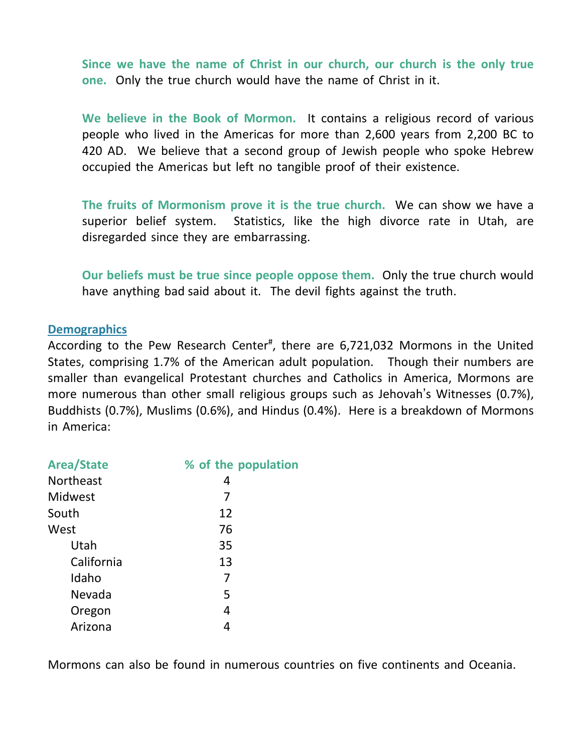**Since we have the name of Christ in our church, our church is the only true one.** Only the true church would have the name of Christ in it.

**We believe in the Book of Mormon.** It contains a religious record of various people who lived in the Americas for more than 2,600 years from 2,200 BC to 420 AD. We believe that a second group of Jewish people who spoke Hebrew occupied the Americas but left no tangible proof of their existence.

**The fruits of Mormonism prove it is the true church.** We can show we have a superior belief system. Statistics, like the high divorce rate in Utah, are disregarded since they are embarrassing.

**Our beliefs must be true since people oppose them.** Only the true church would have anything bad said about it. The devil fights against the truth.

## Demographics

According to the Pew Research Center[#], there are 6,721,032 Mormons in the United States, comprising 1.7% of the American adult population. Though their numbers are smaller than evangelical Protestant churches and Catholics in America, Mormons are more numerous than other small religious groups such as Jehovah's Witnesses (0.7%), Buddhists (0.7%), Muslims (0.6%), and Hindus (0.4%). Here is a breakdown of Mormons in America:

| Area/State | % of the population |
|---|---|
| Northeast | 4 |
| Midwest | 7 |
| South | 12 |
| West | 76 |
| Utah | 35 |
| California | 13 |
| Idaho | 7 |
| Nevada | 5 |
| Oregon | 4 |
| Arizona | 4 |

Mormons can also be found in numerous countries on five continents and Oceania.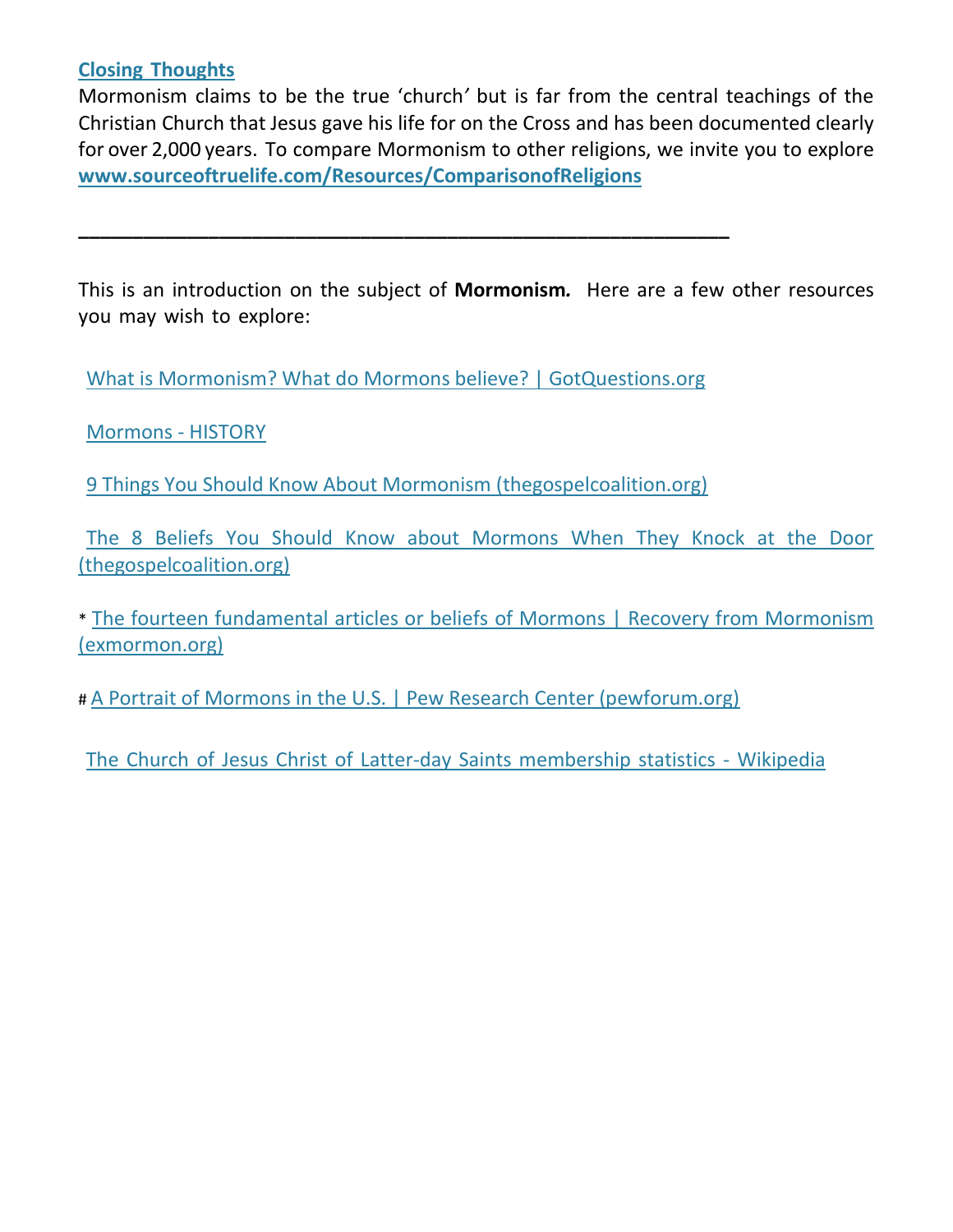## Closing Thoughts

Mormonism claims to be the true 'church' but is far from the central teachings of the Christian Church that Jesus gave his life for on the Cross and has been documented clearly for over 2,000 years. To compare Mormonism to other religions, we invite you to explore **www.sourceoftruelife.com/Resources/ComparisonofReligions**

---

This is an introduction on the subject of **Mormonism.** Here are a few other resources you may wish to explore:

What is Mormonism? What do Mormons believe? | GotQuestions.org

Mormons - HISTORY

9 Things You Should Know About Mormonism (thegospelcoalition.org)

The 8 Beliefs You Should Know about Mormons When They Knock at the Door (thegospelcoalition.org)

* The fourteen fundamental articles or beliefs of Mormons | Recovery from Mormonism (exmormon.org)

# A Portrait of Mormons in the U.S. | Pew Research Center (pewforum.org)

The Church of Jesus Christ of Latter-day Saints membership statistics - Wikipedia